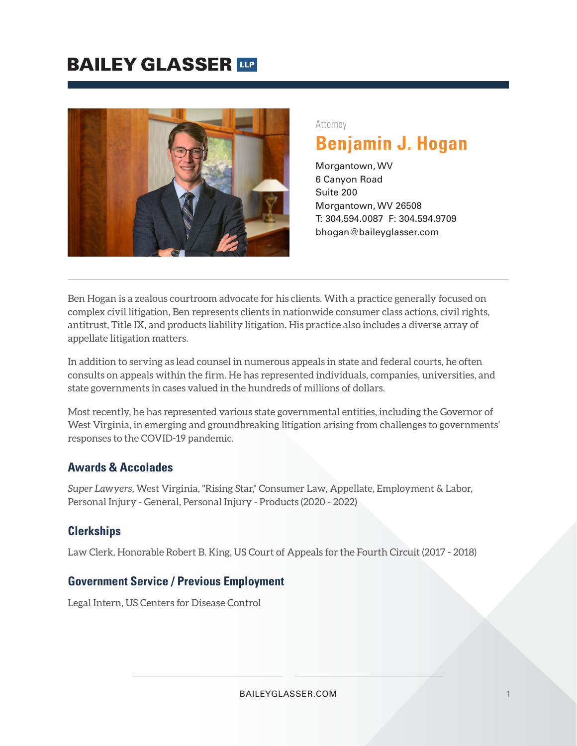# BAILEY GLASSER LLP

Attorney

## Benjamin J. Hogan

Morgantown, WV
6 Canyon Road
Suite 200
Morgantown, WV 26508
T: 304.594.0087 F: 304.594.9709
bhogan@baileyglasser.com

Ben Hogan is a zealous courtroom advocate for his clients. With a practice generally focused on complex civil litigation, Ben represents clients in nationwide consumer class actions, civil rights, antitrust, Title IX, and products liability litigation. His practice also includes a diverse array of appellate litigation matters.

In addition to serving as lead counsel in numerous appeals in state and federal courts, he often consults on appeals within the firm. He has represented individuals, companies, universities, and state governments in cases valued in the hundreds of millions of dollars.

Most recently, he has represented various state governmental entities, including the Governor of West Virginia, in emerging and groundbreaking litigation arising from challenges to governments' responses to the COVID-19 pandemic.

### Awards & Accolades

*Super Lawyers*, West Virginia, "Rising Star," Consumer Law, Appellate, Employment & Labor, Personal Injury - General, Personal Injury - Products (2020 - 2022)

### Clerkships

Law Clerk, Honorable Robert B. King, US Court of Appeals for the Fourth Circuit (2017 - 2018)

### Government Service / Previous Employment

Legal Intern, US Centers for Disease Control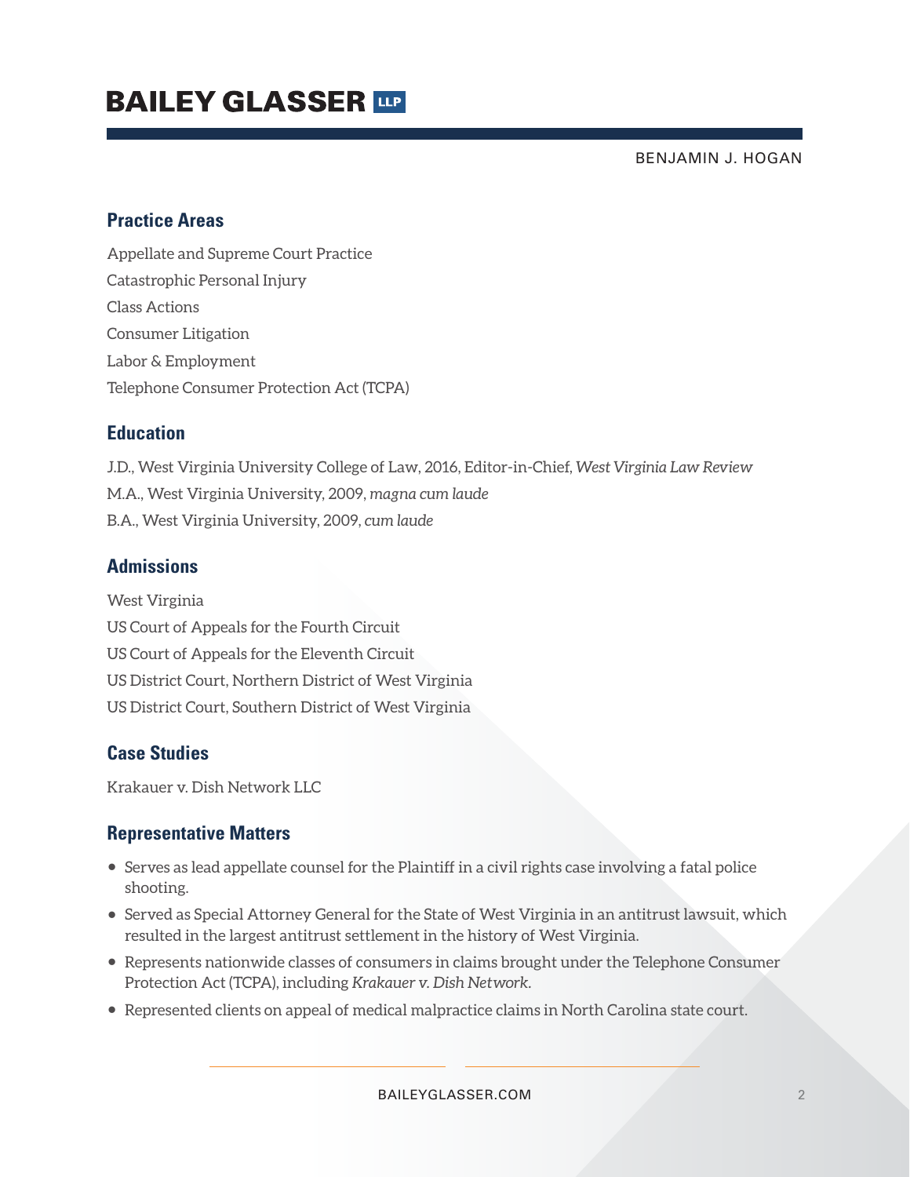## Practice Areas

Appellate and Supreme Court Practice
Catastrophic Personal Injury
Class Actions
Consumer Litigation
Labor & Employment
Telephone Consumer Protection Act (TCPA)

## Education

J.D., West Virginia University College of Law, 2016, Editor-in-Chief, *West Virginia Law Review*
M.A., West Virginia University, 2009, *magna cum laude*
B.A., West Virginia University, 2009, *cum laude*

## Admissions

West Virginia
US Court of Appeals for the Fourth Circuit
US Court of Appeals for the Eleventh Circuit
US District Court, Northern District of West Virginia
US District Court, Southern District of West Virginia

## Case Studies

Krakauer v. Dish Network LLC

## Representative Matters

- Serves as lead appellate counsel for the Plaintiff in a civil rights case involving a fatal police shooting.
- Served as Special Attorney General for the State of West Virginia in an antitrust lawsuit, which resulted in the largest antitrust settlement in the history of West Virginia.
- Represents nationwide classes of consumers in claims brought under the Telephone Consumer Protection Act (TCPA), including *Krakauer v. Dish Network*.
- Represented clients on appeal of medical malpractice claims in North Carolina state court.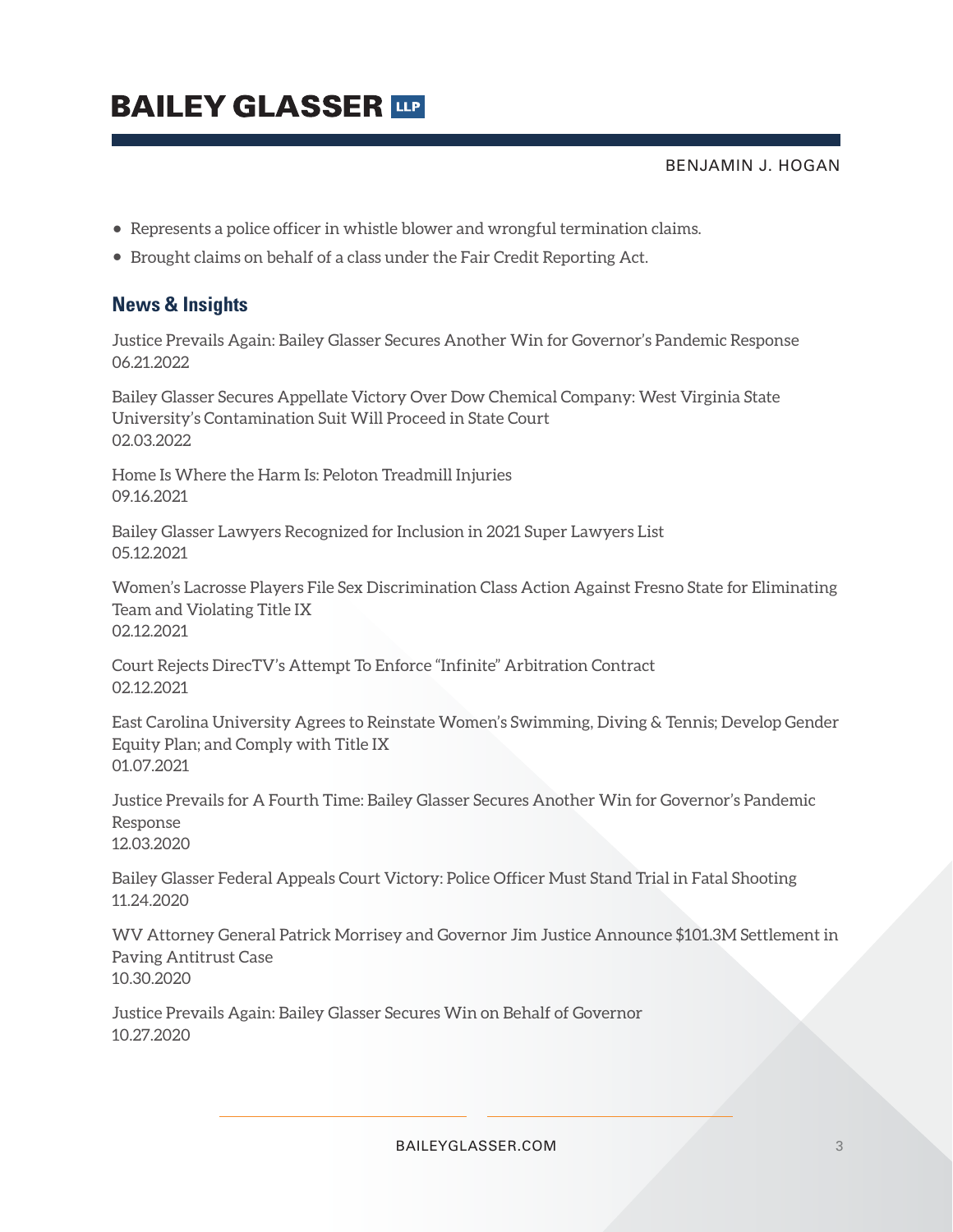- Represents a police officer in whistle blower and wrongful termination claims.
- Brought claims on behalf of a class under the Fair Credit Reporting Act.

## News & Insights

Justice Prevails Again: Bailey Glasser Secures Another Win for Governor's Pandemic Response
06.21.2022

Bailey Glasser Secures Appellate Victory Over Dow Chemical Company: West Virginia State University's Contamination Suit Will Proceed in State Court
02.03.2022

Home Is Where the Harm Is: Peloton Treadmill Injuries
09.16.2021

Bailey Glasser Lawyers Recognized for Inclusion in 2021 Super Lawyers List
05.12.2021

Women's Lacrosse Players File Sex Discrimination Class Action Against Fresno State for Eliminating Team and Violating Title IX
02.12.2021

Court Rejects DirecTV's Attempt To Enforce "Infinite" Arbitration Contract
02.12.2021

East Carolina University Agrees to Reinstate Women's Swimming, Diving & Tennis; Develop Gender Equity Plan; and Comply with Title IX
01.07.2021

Justice Prevails for A Fourth Time: Bailey Glasser Secures Another Win for Governor's Pandemic Response
12.03.2020

Bailey Glasser Federal Appeals Court Victory: Police Officer Must Stand Trial in Fatal Shooting
11.24.2020

WV Attorney General Patrick Morrisey and Governor Jim Justice Announce $101.3M Settlement in Paving Antitrust Case
10.30.2020

Justice Prevails Again: Bailey Glasser Secures Win on Behalf of Governor
10.27.2020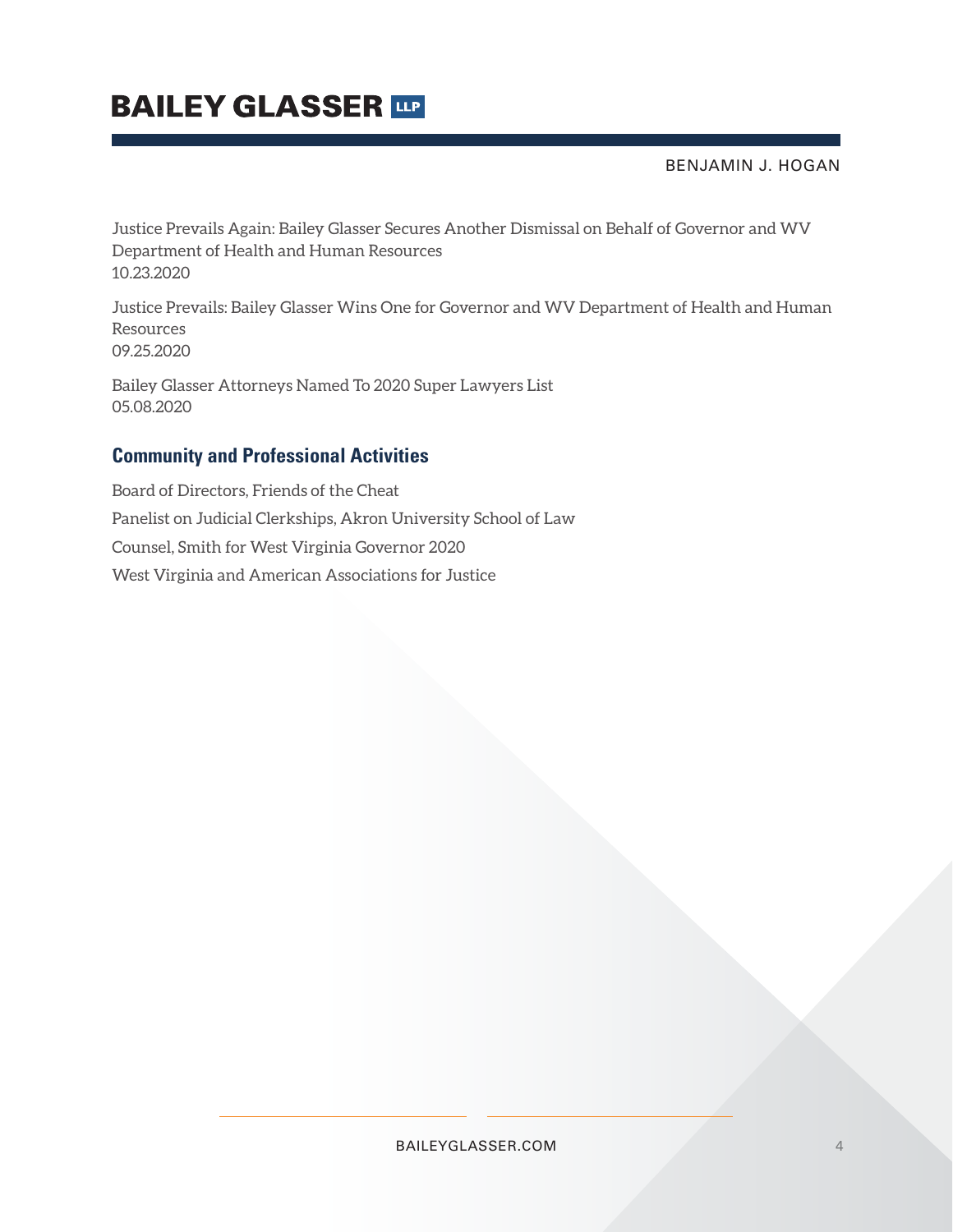Justice Prevails Again: Bailey Glasser Secures Another Dismissal on Behalf of Governor and WV Department of Health and Human Resources
10.23.2020

Justice Prevails: Bailey Glasser Wins One for Governor and WV Department of Health and Human Resources
09.25.2020

Bailey Glasser Attorneys Named To 2020 Super Lawyers List
05.08.2020

## Community and Professional Activities

Board of Directors, Friends of the Cheat

Panelist on Judicial Clerkships, Akron University School of Law

Counsel, Smith for West Virginia Governor 2020

West Virginia and American Associations for Justice